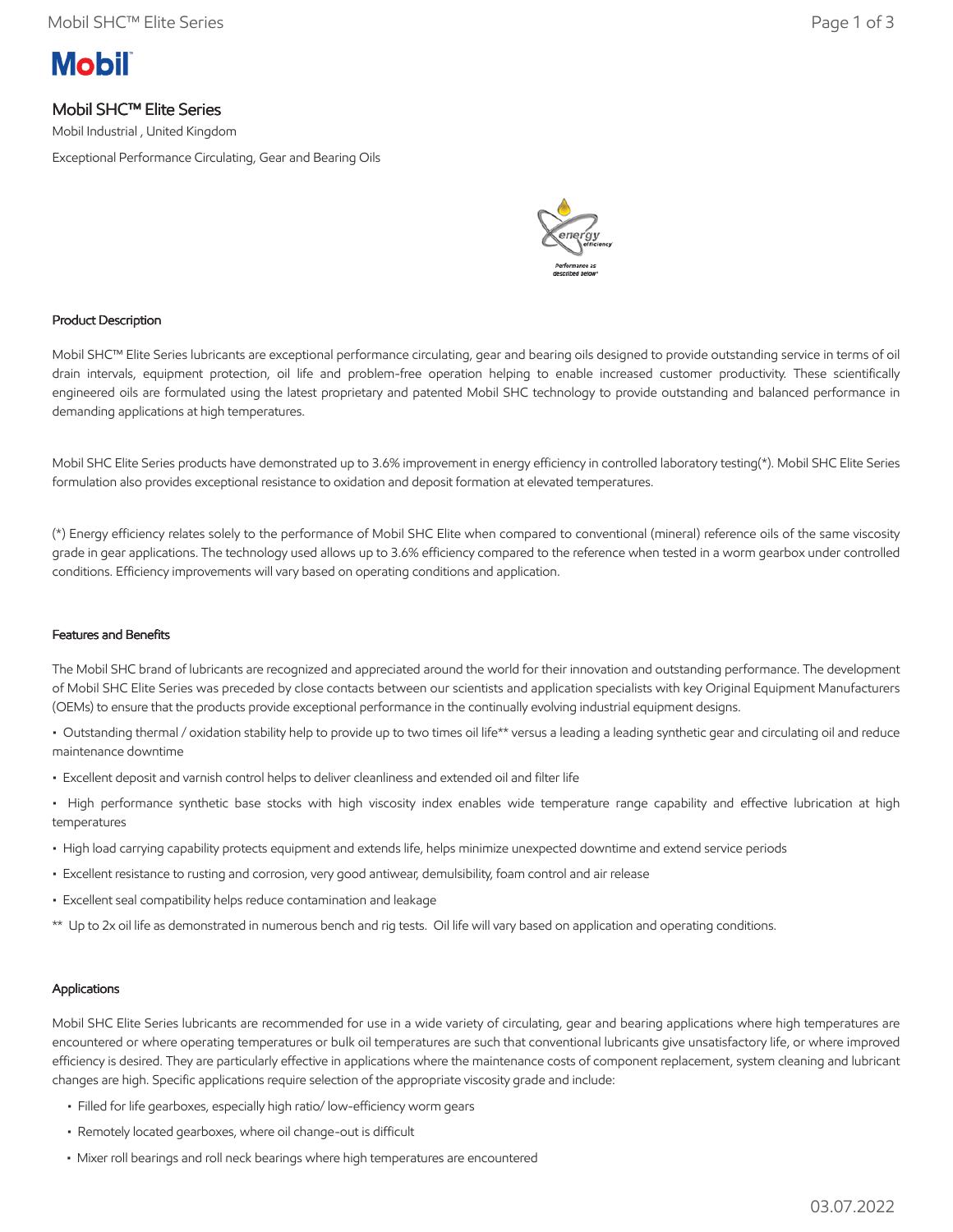# Mobil SHC™ Elite Series

Mobil Industrial , United Kingdom

Exceptional Performance Circulating, Gear and Bearing Oils

## Product Description

Mobil SHC™ Elite Series lubricants are exceptional performance circulating, gear and bearing oils designed to provide outstanding service in terms of oil drain intervals, equipment protection, oil life and problem-free operation helping to enable increased customer productivity. These scientifically engineered oils are formulated using the latest proprietary and patented Mobil SHC technology to provide outstanding and balanced performance in demanding applications at high temperatures.

Mobil SHC Elite Series products have demonstrated up to 3.6% improvement in energy efficiency in controlled laboratory testing(*). Mobil SHC Elite Series formulation also provides exceptional resistance to oxidation and deposit formation at elevated temperatures.

(*) Energy efficiency relates solely to the performance of Mobil SHC Elite when compared to conventional (mineral) reference oils of the same viscosity grade in gear applications. The technology used allows up to 3.6% efficiency compared to the reference when tested in a worm gearbox under controlled conditions. Efficiency improvements will vary based on operating conditions and application.

## Features and Benefits

The Mobil SHC brand of lubricants are recognized and appreciated around the world for their innovation and outstanding performance. The development of Mobil SHC Elite Series was preceded by close contacts between our scientists and application specialists with key Original Equipment Manufacturers (OEMs) to ensure that the products provide exceptional performance in the continually evolving industrial equipment designs.

- Outstanding thermal / oxidation stability help to provide up to two times oil life** versus a leading a leading synthetic gear and circulating oil and reduce maintenance downtime
- Excellent deposit and varnish control helps to deliver cleanliness and extended oil and filter life
- High performance synthetic base stocks with high viscosity index enables wide temperature range capability and effective lubrication at high temperatures
- High load carrying capability protects equipment and extends life, helps minimize unexpected downtime and extend service periods
- Excellent resistance to rusting and corrosion, very good antiwear, demulsibility, foam control and air release
- Excellent seal compatibility helps reduce contamination and leakage

** Up to 2x oil life as demonstrated in numerous bench and rig tests. Oil life will vary based on application and operating conditions.

## Applications

Mobil SHC Elite Series lubricants are recommended for use in a wide variety of circulating, gear and bearing applications where high temperatures are encountered or where operating temperatures or bulk oil temperatures are such that conventional lubricants give unsatisfactory life, or where improved efficiency is desired. They are particularly effective in applications where the maintenance costs of component replacement, system cleaning and lubricant changes are high. Specific applications require selection of the appropriate viscosity grade and include:

- Filled for life gearboxes, especially high ratio/ low-efficiency worm gears
- Remotely located gearboxes, where oil change-out is difficult
- Mixer roll bearings and roll neck bearings where high temperatures are encountered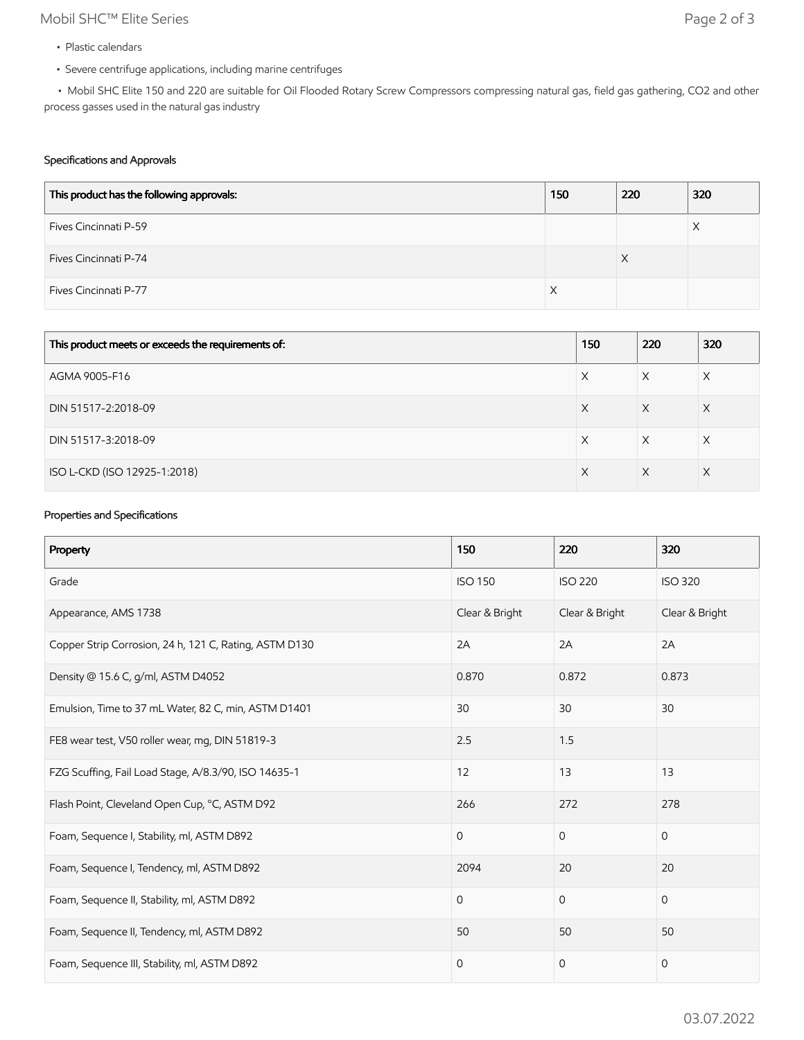- Plastic calendars
- Severe centrifuge applications, including marine centrifuges
- Mobil SHC Elite 150 and 220 are suitable for Oil Flooded Rotary Screw Compressors compressing natural gas, field gas gathering, $CO_2$ and other process gasses used in the natural gas industry

### Specifications and Approvals

| This product has the following approvals: | 150 | 220 | 320 |
|---|---|---|---|
| Fives Cincinnati P-59 | | | X |
| Fives Cincinnati P-74 | | X | |
| Fives Cincinnati P-77 | X | | |

| This product meets or exceeds the requirements of: | 150 | 220 | 320 |
|---|---|---|---|
| AGMA 9005-F16 | X | X | X |
| DIN 51517-2:2018-09 | X | X | X |
| DIN 51517-3:2018-09 | X | X | X |
| ISO L-CKD (ISO 12925-1:2018) | X | X | X |

### Properties and Specifications

| Property | 150 | 220 | 320 |
|---|---|---|---|
| Grade | ISO 150 | ISO 220 | ISO 320 |
| Appearance, AMS 1738 | Clear & Bright | Clear & Bright | Clear & Bright |
| Copper Strip Corrosion, 24 h, 121 C, Rating, ASTM D130 | 2A | 2A | 2A |
| Density @ 15.6 C, g/ml, ASTM D4052 | 0.870 | 0.872 | 0.873 |
| Emulsion, Time to 37 mL Water, 82 C, min, ASTM D1401 | 30 | 30 | 30 |
| FE8 wear test, V50 roller wear, mg, DIN 51819-3 | 2.5 | 1.5 | |
| FZG Scuffing, Fail Load Stage, A/8.3/90, ISO 14635-1 | 12 | 13 | 13 |
| Flash Point, Cleveland Open Cup, °C, ASTM D92 | 266 | 272 | 278 |
| Foam, Sequence I, Stability, ml, ASTM D892 | 0 | 0 | 0 |
| Foam, Sequence I, Tendency, ml, ASTM D892 | 2094 | 20 | 20 |
| Foam, Sequence II, Stability, ml, ASTM D892 | 0 | 0 | 0 |
| Foam, Sequence II, Tendency, ml, ASTM D892 | 50 | 50 | 50 |
| Foam, Sequence III, Stability, ml, ASTM D892 | 0 | 0 | 0 |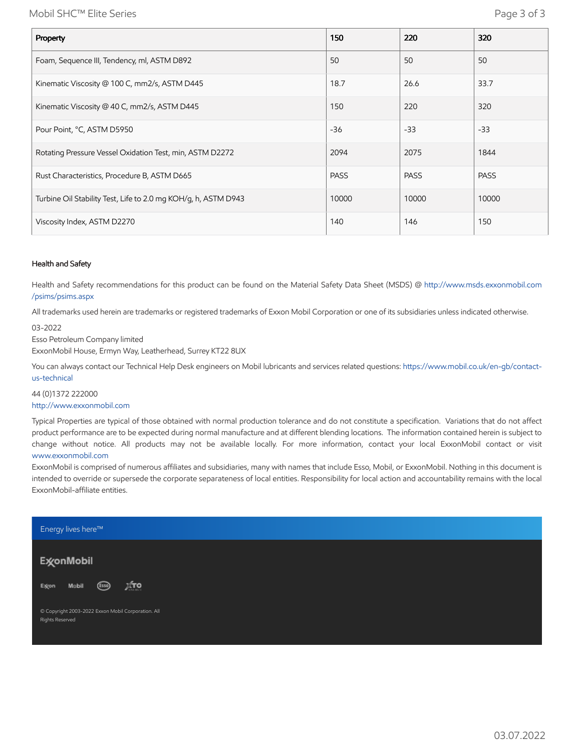| Property | 150 | 220 | 320 |
| --- | --- | --- | --- |
| Foam, Sequence III, Tendency, ml, ASTM D892 | 50 | 50 | 50 |
| Kinematic Viscosity @ 100 C, mm2/s, ASTM D445 | 18.7 | 26.6 | 33.7 |
| Kinematic Viscosity @ 40 C, mm2/s, ASTM D445 | 150 | 220 | 320 |
| Pour Point, °C, ASTM D5950 | -36 | -33 | -33 |
| Rotating Pressure Vessel Oxidation Test, min, ASTM D2272 | 2094 | 2075 | 1844 |
| Rust Characteristics, Procedure B, ASTM D665 | PASS | PASS | PASS |
| Turbine Oil Stability Test, Life to 2.0 mg KOH/g, h, ASTM D943 | 10000 | 10000 | 10000 |
| Viscosity Index, ASTM D2270 | 140 | 146 | 150 |

### Health and Safety

Health and Safety recommendations for this product can be found on the Material Safety Data Sheet (MSDS) @ http://www.msds.exxonmobil.com/psims/psims.aspx

All trademarks used herein are trademarks or registered trademarks of Exxon Mobil Corporation or one of its subsidiaries unless indicated otherwise.

03-2022
Esso Petroleum Company limited
ExxonMobil House, Ermyn Way, Leatherhead, Surrey KT22 8UX

You can always contact our Technical Help Desk engineers on Mobil lubricants and services related questions: https://www.mobil.co.uk/en-gb/contact-us-technical

44 (0)1372 222000
http://www.exxonmobil.com

Typical Properties are typical of those obtained with normal production tolerance and do not constitute a specification. Variations that do not affect product performance are to be expected during normal manufacture and at different blending locations. The information contained herein is subject to change without notice. All products may not be available locally. For more information, contact your local ExxonMobil contact or visit www.exxonmobil.com
ExxonMobil is comprised of numerous affiliates and subsidiaries, many with names that include Esso, Mobil, or ExxonMobil. Nothing in this document is intended to override or supersede the corporate separateness of local entities. Responsibility for local action and accountability remains with the local ExxonMobil-affiliate entities.

Energy lives here™

ExxonMobil

Exxon Mobil Esso XTO

© Copyright 2003-2022 Exxon Mobil Corporation. All Rights Reserved